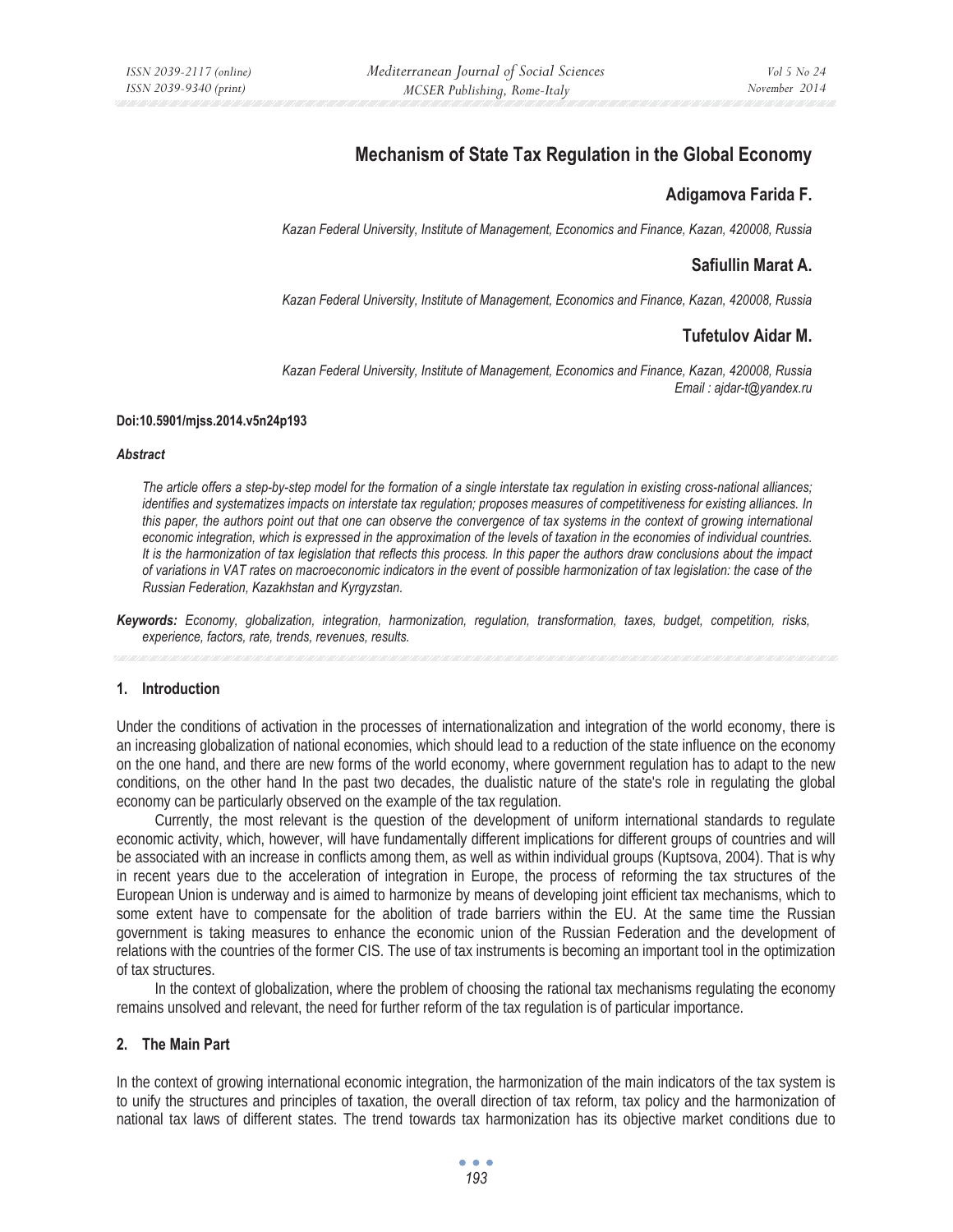# Mechanism of State Tax Regulation in the Global Economy

**Adigamova Farida F.**

*Kazan Federal University, Institute of Management, Economics and Finance, Kazan, 420008, Russia*

**Safiullin Marat A.**

*Kazan Federal University, Institute of Management, Economics and Finance, Kazan, 420008, Russia*

**Tufetulov Aidar M.**

*Kazan Federal University, Institute of Management, Economics and Finance, Kazan, 420008, Russia*
*Email : ajdar-t@yandex.ru*

**Doi:10.5901/mjss.2014.v5n24p193**

***Abstract***

*The article offers a step-by-step model for the formation of a single interstate tax regulation in existing cross-national alliances; identifies and systematizes impacts on interstate tax regulation; proposes measures of competitiveness for existing alliances. In this paper, the authors point out that one can observe the convergence of tax systems in the context of growing international economic integration, which is expressed in the approximation of the levels of taxation in the economies of individual countries. It is the harmonization of tax legislation that reflects this process. In this paper the authors draw conclusions about the impact of variations in VAT rates on macroeconomic indicators in the event of possible harmonization of tax legislation: the case of the Russian Federation, Kazakhstan and Kyrgyzstan.*

***Keywords:*** *Economy, globalization, integration, harmonization, regulation, transformation, taxes, budget, competition, risks, experience, factors, rate, trends, revenues, results.*

## 1. Introduction

Under the conditions of activation in the processes of internationalization and integration of the world economy, there is an increasing globalization of national economies, which should lead to a reduction of the state influence on the economy on the one hand, and there are new forms of the world economy, where government regulation has to adapt to the new conditions, on the other hand In the past two decades, the dualistic nature of the state's role in regulating the global economy can be particularly observed on the example of the tax regulation.

Currently, the most relevant is the question of the development of uniform international standards to regulate economic activity, which, however, will have fundamentally different implications for different groups of countries and will be associated with an increase in conflicts among them, as well as within individual groups (Kuptsova, 2004). That is why in recent years due to the acceleration of integration in Europe, the process of reforming the tax structures of the European Union is underway and is aimed to harmonize by means of developing joint efficient tax mechanisms, which to some extent have to compensate for the abolition of trade barriers within the EU. At the same time the Russian government is taking measures to enhance the economic union of the Russian Federation and the development of relations with the countries of the former CIS. The use of tax instruments is becoming an important tool in the optimization of tax structures.

In the context of globalization, where the problem of choosing the rational tax mechanisms regulating the economy remains unsolved and relevant, the need for further reform of the tax regulation is of particular importance.

## 2. The Main Part

In the context of growing international economic integration, the harmonization of the main indicators of the tax system is to unify the structures and principles of taxation, the overall direction of tax reform, tax policy and the harmonization of national tax laws of different states. The trend towards tax harmonization has its objective market conditions due to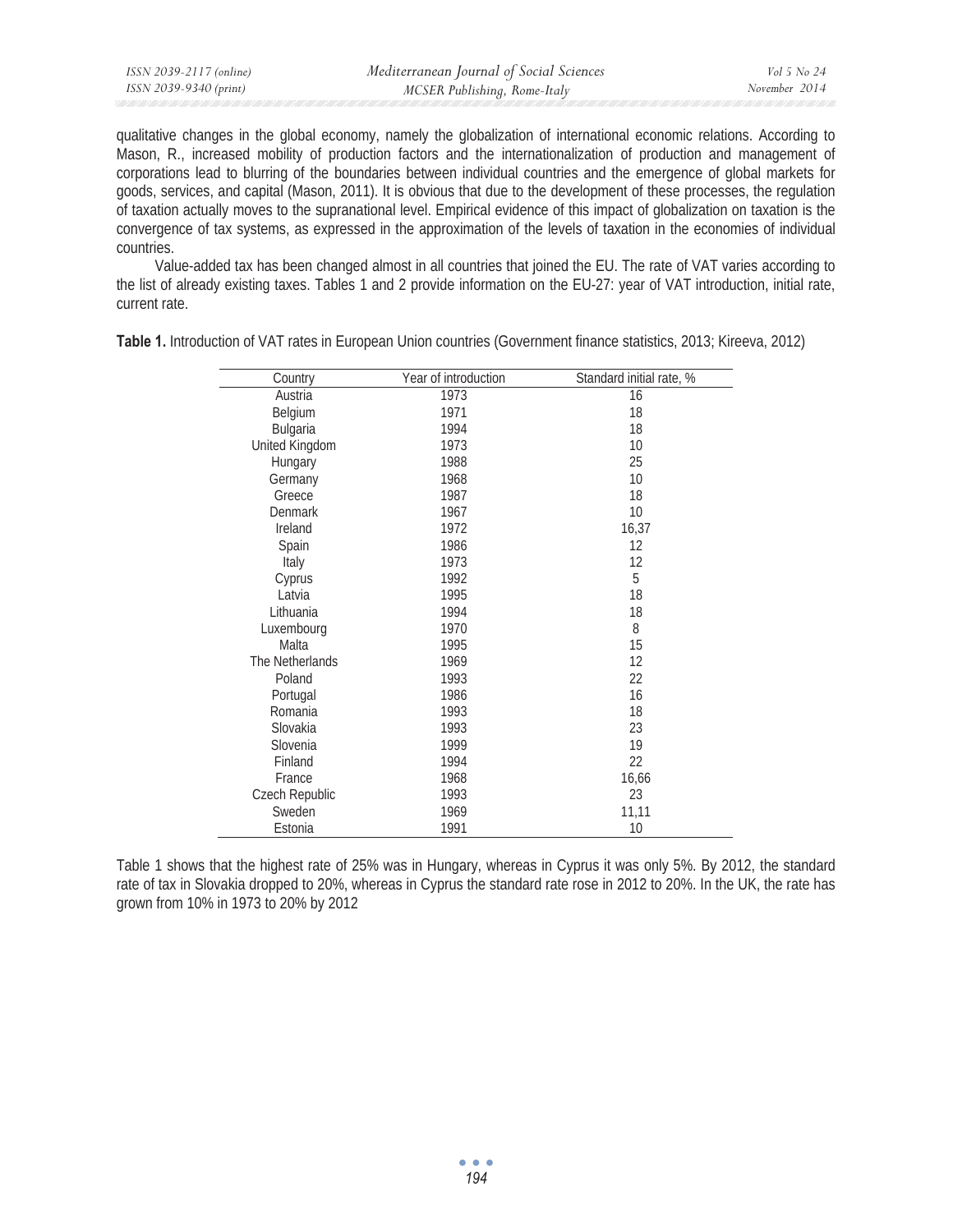qualitative changes in the global economy, namely the globalization of international economic relations. According to Mason, R., increased mobility of production factors and the internationalization of production and management of corporations lead to blurring of the boundaries between individual countries and the emergence of global markets for goods, services, and capital (Mason, 2011). It is obvious that due to the development of these processes, the regulation of taxation actually moves to the supranational level. Empirical evidence of this impact of globalization on taxation is the convergence of tax systems, as expressed in the approximation of the levels of taxation in the economies of individual countries.

Value-added tax has been changed almost in all countries that joined the EU. The rate of VAT varies according to the list of already existing taxes. Tables 1 and 2 provide information on the EU-27: year of VAT introduction, initial rate, current rate.

**Table 1.** Introduction of VAT rates in European Union countries (Government finance statistics, 2013; Kireeva, 2012)

| Country | Year of introduction | Standard initial rate, % |
|---|---|---|
| Austria | 1973 | 16 |
| Belgium | 1971 | 18 |
| Bulgaria | 1994 | 18 |
| United Kingdom | 1973 | 10 |
| Hungary | 1988 | 25 |
| Germany | 1968 | 10 |
| Greece | 1987 | 18 |
| Denmark | 1967 | 10 |
| Ireland | 1972 | 16,37 |
| Spain | 1986 | 12 |
| Italy | 1973 | 12 |
| Cyprus | 1992 | 5 |
| Latvia | 1995 | 18 |
| Lithuania | 1994 | 18 |
| Luxembourg | 1970 | 8 |
| Malta | 1995 | 15 |
| The Netherlands | 1969 | 12 |
| Poland | 1993 | 22 |
| Portugal | 1986 | 16 |
| Romania | 1993 | 18 |
| Slovakia | 1993 | 23 |
| Slovenia | 1999 | 19 |
| Finland | 1994 | 22 |
| France | 1968 | 16,66 |
| Czech Republic | 1993 | 23 |
| Sweden | 1969 | 11,11 |
| Estonia | 1991 | 10 |

Table 1 shows that the highest rate of 25% was in Hungary, whereas in Cyprus it was only 5%. By 2012, the standard rate of tax in Slovakia dropped to 20%, whereas in Cyprus the standard rate rose in 2012 to 20%. In the UK, the rate has grown from 10% in 1973 to 20% by 2012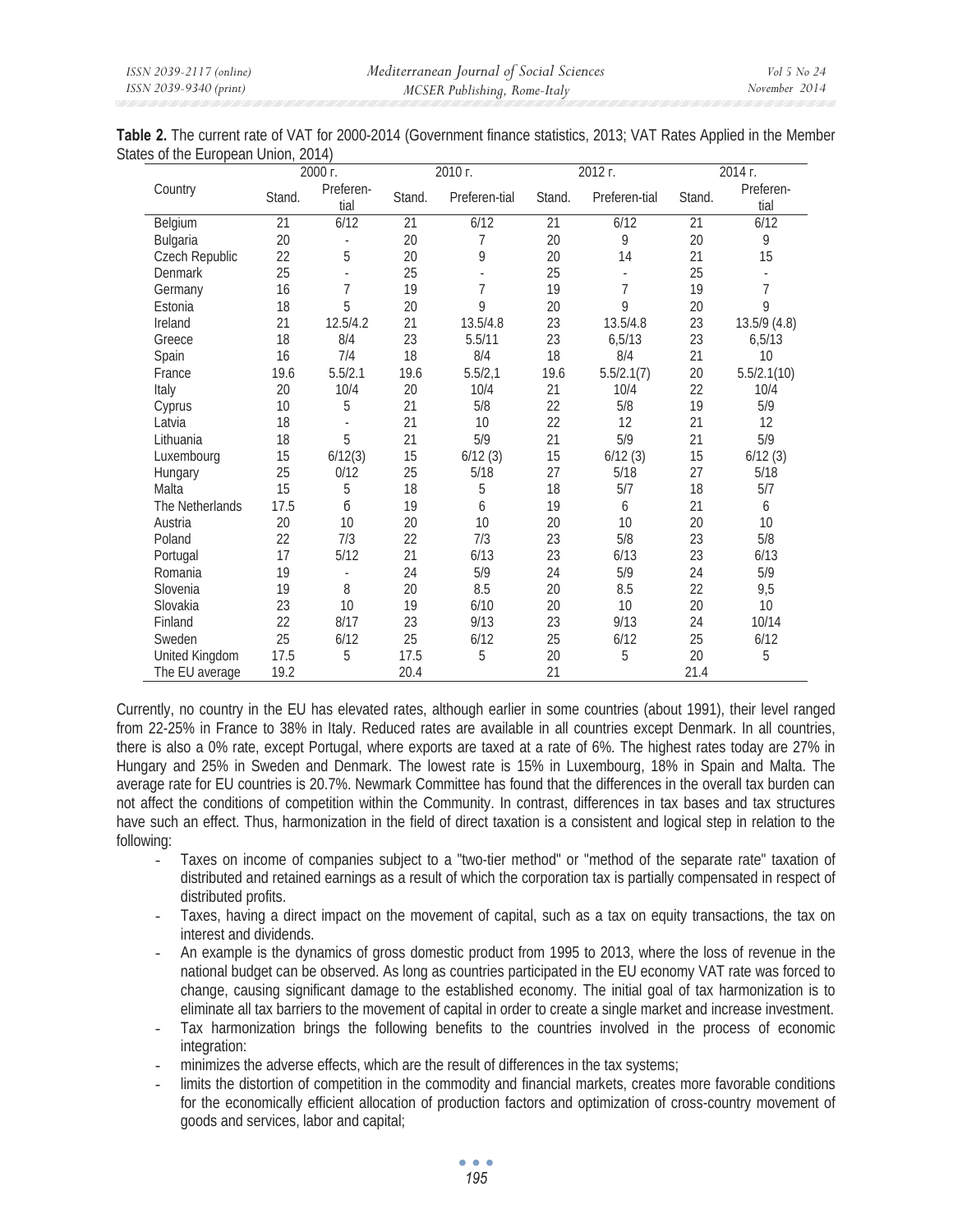**Table 2.** The current rate of VAT for 2000-2014 (Government finance statistics, 2013; VAT Rates Applied in the Member States of the European Union, 2014)

| Country | 2000 г. | | 2010 г. | | 2012 г. | | 2014 г. | |
|---|---|---|---|---|---|---|---|---|
| | Stand. | Preferen-tial | Stand. | Preferen-tial | Stand. | Preferen-tial | Stand. | Preferen-tial |
| Belgium | 21 | 6/12 | 21 | 6/12 | 21 | 6/12 | 21 | 6/12 |
| Bulgaria | 20 | - | 20 | 7 | 20 | 9 | 20 | 9 |
| Czech Republic | 22 | 5 | 20 | 9 | 20 | 14 | 21 | 15 |
| Denmark | 25 | - | 25 | - | 25 | - | 25 | - |
| Germany | 16 | 7 | 19 | 7 | 19 | 7 | 19 | 7 |
| Estonia | 18 | 5 | 20 | 9 | 20 | 9 | 20 | 9 |
| Ireland | 21 | 12.5/4.2 | 21 | 13.5/4.8 | 23 | 13.5/4.8 | 23 | 13.5/9 (4.8) |
| Greece | 18 | 8/4 | 23 | 5.5/11 | 23 | 6,5/13 | 23 | 6,5/13 |
| Spain | 16 | 7/4 | 18 | 8/4 | 18 | 8/4 | 21 | 10 |
| France | 19.6 | 5.5/2.1 | 19.6 | 5.5/2,1 | 19.6 | 5.5/2.1(7) | 20 | 5.5/2.1(10) |
| Italy | 20 | 10/4 | 20 | 10/4 | 21 | 10/4 | 22 | 10/4 |
| Cyprus | 10 | 5 | 21 | 5/8 | 22 | 5/8 | 19 | 5/9 |
| Latvia | 18 | - | 21 | 10 | 22 | 12 | 21 | 12 |
| Lithuania | 18 | 5 | 21 | 5/9 | 21 | 5/9 | 21 | 5/9 |
| Luxembourg | 15 | 6/12(3) | 15 | 6/12 (3) | 15 | 6/12 (3) | 15 | 6/12 (3) |
| Hungary | 25 | 0/12 | 25 | 5/18 | 27 | 5/18 | 27 | 5/18 |
| Malta | 15 | 5 | 18 | 5 | 18 | 5/7 | 18 | 5/7 |
| The Netherlands | 17.5 | 6 | 19 | 6 | 19 | 6 | 21 | 6 |
| Austria | 20 | 10 | 20 | 10 | 20 | 10 | 20 | 10 |
| Poland | 22 | 7/3 | 22 | 7/3 | 23 | 5/8 | 23 | 5/8 |
| Portugal | 17 | 5/12 | 21 | 6/13 | 23 | 6/13 | 23 | 6/13 |
| Romania | 19 | - | 24 | 5/9 | 24 | 5/9 | 24 | 5/9 |
| Slovenia | 19 | 8 | 20 | 8.5 | 20 | 8.5 | 22 | 9,5 |
| Slovakia | 23 | 10 | 19 | 6/10 | 20 | 10 | 20 | 10 |
| Finland | 22 | 8/17 | 23 | 9/13 | 23 | 9/13 | 24 | 10/14 |
| Sweden | 25 | 6/12 | 25 | 6/12 | 25 | 6/12 | 25 | 6/12 |
| United Kingdom | 17.5 | 5 | 17.5 | 5 | 20 | 5 | 20 | 5 |
| The EU average | 19.2 | | 20.4 | | 21 | | 21.4 | |

Currently, no country in the EU has elevated rates, although earlier in some countries (about 1991), their level ranged from 22-25% in France to 38% in Italy. Reduced rates are available in all countries except Denmark. In all countries, there is also a 0% rate, except Portugal, where exports are taxed at a rate of 6%. The highest rates today are 27% in Hungary and 25% in Sweden and Denmark. The lowest rate is 15% in Luxembourg, 18% in Spain and Malta. The average rate for EU countries is 20.7%. Newmark Committee has found that the differences in the overall tax burden can not affect the conditions of competition within the Community. In contrast, differences in tax bases and tax structures have such an effect. Thus, harmonization in the field of direct taxation is a consistent and logical step in relation to the following:

- Taxes on income of companies subject to a "two-tier method" or "method of the separate rate" taxation of distributed and retained earnings as a result of which the corporation tax is partially compensated in respect of distributed profits.
- Taxes, having a direct impact on the movement of capital, such as a tax on equity transactions, the tax on interest and dividends.
- An example is the dynamics of gross domestic product from 1995 to 2013, where the loss of revenue in the national budget can be observed. As long as countries participated in the EU economy VAT rate was forced to change, causing significant damage to the established economy. The initial goal of tax harmonization is to eliminate all tax barriers to the movement of capital in order to create a single market and increase investment.
- Tax harmonization brings the following benefits to the countries involved in the process of economic integration:
- minimizes the adverse effects, which are the result of differences in the tax systems;
- limits the distortion of competition in the commodity and financial markets, creates more favorable conditions for the economically efficient allocation of production factors and optimization of cross-country movement of goods and services, labor and capital;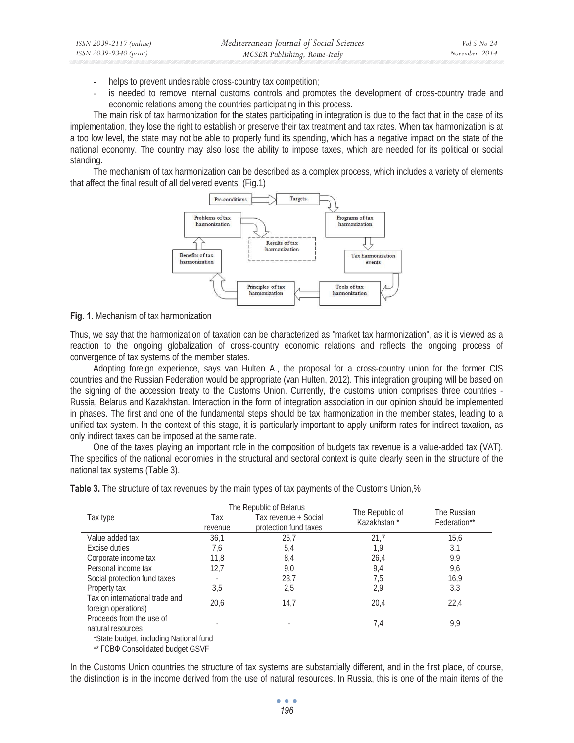- helps to prevent undesirable cross-country tax competition;
- is needed to remove internal customs controls and promotes the development of cross-country trade and economic relations among the countries participating in this process.

The main risk of tax harmonization for the states participating in integration is due to the fact that in the case of its implementation, they lose the right to establish or preserve their tax treatment and tax rates. When tax harmonization is at a too low level, the state may not be able to properly fund its spending, which has a negative impact on the state of the national economy. The country may also lose the ability to impose taxes, which are needed for its political or social standing.

The mechanism of tax harmonization can be described as a complex process, which includes a variety of elements that affect the final result of all delivered events. (Fig.1)

Pre-conditions → Targets → Programs of tax harmonization → Tax harmonization events → Tools of tax harmonization → Principles of tax harmonization → Benefits of tax harmonization → Problems of tax harmonization → Results of tax harmonization

**Fig. 1**. Mechanism of tax harmonization

Thus, we say that the harmonization of taxation can be characterized as "market tax harmonization", as it is viewed as a reaction to the ongoing globalization of cross-country economic relations and reflects the ongoing process of convergence of tax systems of the member states.

Adopting foreign experience, says van Hulten A., the proposal for a cross-country union for the former CIS countries and the Russian Federation would be appropriate (van Hulten, 2012). This integration grouping will be based on the signing of the accession treaty to the Customs Union. Currently, the customs union comprises three countries - Russia, Belarus and Kazakhstan. Interaction in the form of integration association in our opinion should be implemented in phases. The first and one of the fundamental steps should be tax harmonization in the member states, leading to a unified tax system. In the context of this stage, it is particularly important to apply uniform rates for indirect taxation, as only indirect taxes can be imposed at the same rate.

One of the taxes playing an important role in the composition of budgets tax revenue is a value-added tax (VAT). The specifics of the national economies in the structural and sectoral context is quite clearly seen in the structure of the national tax systems (Table 3).

**Table 3.** The structure of tax revenues by the main types of tax payments of the Customs Union,%

| Tax type | The Republic of Belarus | | The Republic of Kazakhstan * | The Russian Federation** |
|---|---|---|---|---|
| | Tax revenue | Tax revenue + Social protection fund taxes | | |
| Value added tax | 36,1 | 25,7 | 21,7 | 15,6 |
| Excise duties | 7,6 | 5,4 | 1,9 | 3,1 |
| Corporate income tax | 11,8 | 8,4 | 26,4 | 9,9 |
| Personal income tax | 12,7 | 9,0 | 9,4 | 9,6 |
| Social protection fund taxes | - | 28,7 | 7,5 | 16,9 |
| Property tax | 3,5 | 2,5 | 2,9 | 3,3 |
| Tax on international trade and foreign operations) | 20,6 | 14,7 | 20,4 | 22,4 |
| Proceeds from the use of natural resources | - | - | 7,4 | 9,9 |

*State budget, including National fund

** ГСВФ Consolidated budget GSVF

In the Customs Union countries the structure of tax systems are substantially different, and in the first place, of course, the distinction is in the income derived from the use of natural resources. In Russia, this is one of the main items of the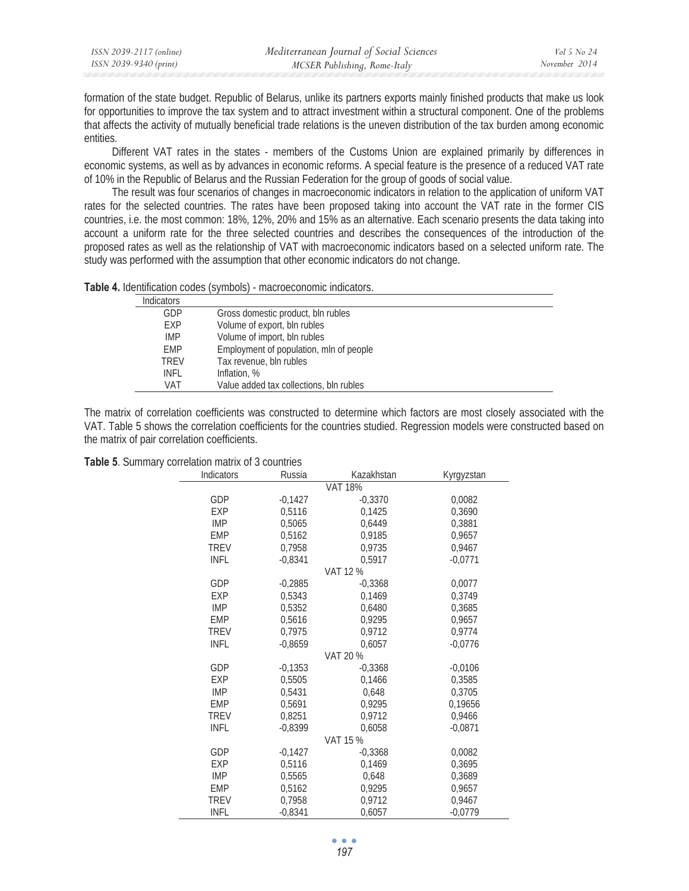formation of the state budget. Republic of Belarus, unlike its partners exports mainly finished products that make us look for opportunities to improve the tax system and to attract investment within a structural component. One of the problems that affects the activity of mutually beneficial trade relations is the uneven distribution of the tax burden among economic entities.

Different VAT rates in the states - members of the Customs Union are explained primarily by differences in economic systems, as well as by advances in economic reforms. A special feature is the presence of a reduced VAT rate of 10% in the Republic of Belarus and the Russian Federation for the group of goods of social value.

The result was four scenarios of changes in macroeconomic indicators in relation to the application of uniform VAT rates for the selected countries. The rates have been proposed taking into account the VAT rate in the former CIS countries, i.e. the most common: 18%, 12%, 20% and 15% as an alternative. Each scenario presents the data taking into account a uniform rate for the three selected countries and describes the consequences of the introduction of the proposed rates as well as the relationship of VAT with macroeconomic indicators based on a selected uniform rate. The study was performed with the assumption that other economic indicators do not change.

**Table 4.** Identification codes (symbols) - macroeconomic indicators.

| Indicators | |
|---|---|
| GDP | Gross domestic product, bln rubles |
| EXP | Volume of export, bln rubles |
| IMP | Volume of import, bln rubles |
| EMP | Employment of population, mln of people |
| TREV | Tax revenue, bln rubles |
| INFL | Inflation, % |
| VAT | Value added tax collections, bln rubles |

The matrix of correlation coefficients was constructed to determine which factors are most closely associated with the VAT. Table 5 shows the correlation coefficients for the countries studied. Regression models were constructed based on the matrix of pair correlation coefficients.

**Table 5**. Summary correlation matrix of 3 countries

| Indicators | Russia | Kazakhstan | Kyrgyzstan |
|---|---|---|---|
| | | VAT 18% | |
| GDP | -0,1427 | -0,3370 | 0,0082 |
| EXP | 0,5116 | 0,1425 | 0,3690 |
| IMP | 0,5065 | 0,6449 | 0,3881 |
| EMP | 0,5162 | 0,9185 | 0,9657 |
| TREV | 0,7958 | 0,9735 | 0,9467 |
| INFL | -0,8341 | 0,5917 | -0,0771 |
| | | VAT 12 % | |
| GDP | -0,2885 | -0,3368 | 0,0077 |
| EXP | 0,5343 | 0,1469 | 0,3749 |
| IMP | 0,5352 | 0,6480 | 0,3685 |
| EMP | 0,5616 | 0,9295 | 0,9657 |
| TREV | 0,7975 | 0,9712 | 0,9774 |
| INFL | -0,8659 | 0,6057 | -0,0776 |
| | | VAT 20 % | |
| GDP | -0,1353 | -0,3368 | -0,0106 |
| EXP | 0,5505 | 0,1466 | 0,3585 |
| IMP | 0,5431 | 0,648 | 0,3705 |
| EMP | 0,5691 | 0,9295 | 0,19656 |
| TREV | 0,8251 | 0,9712 | 0,9466 |
| INFL | -0,8399 | 0,6058 | -0,0871 |
| | | VAT 15 % | |
| GDP | -0,1427 | -0,3368 | 0,0082 |
| EXP | 0,5116 | 0,1469 | 0,3695 |
| IMP | 0,5565 | 0,648 | 0,3689 |
| EMP | 0,5162 | 0,9295 | 0,9657 |
| TREV | 0,7958 | 0,9712 | 0,9467 |
| INFL | -0,8341 | 0,6057 | -0,0779 |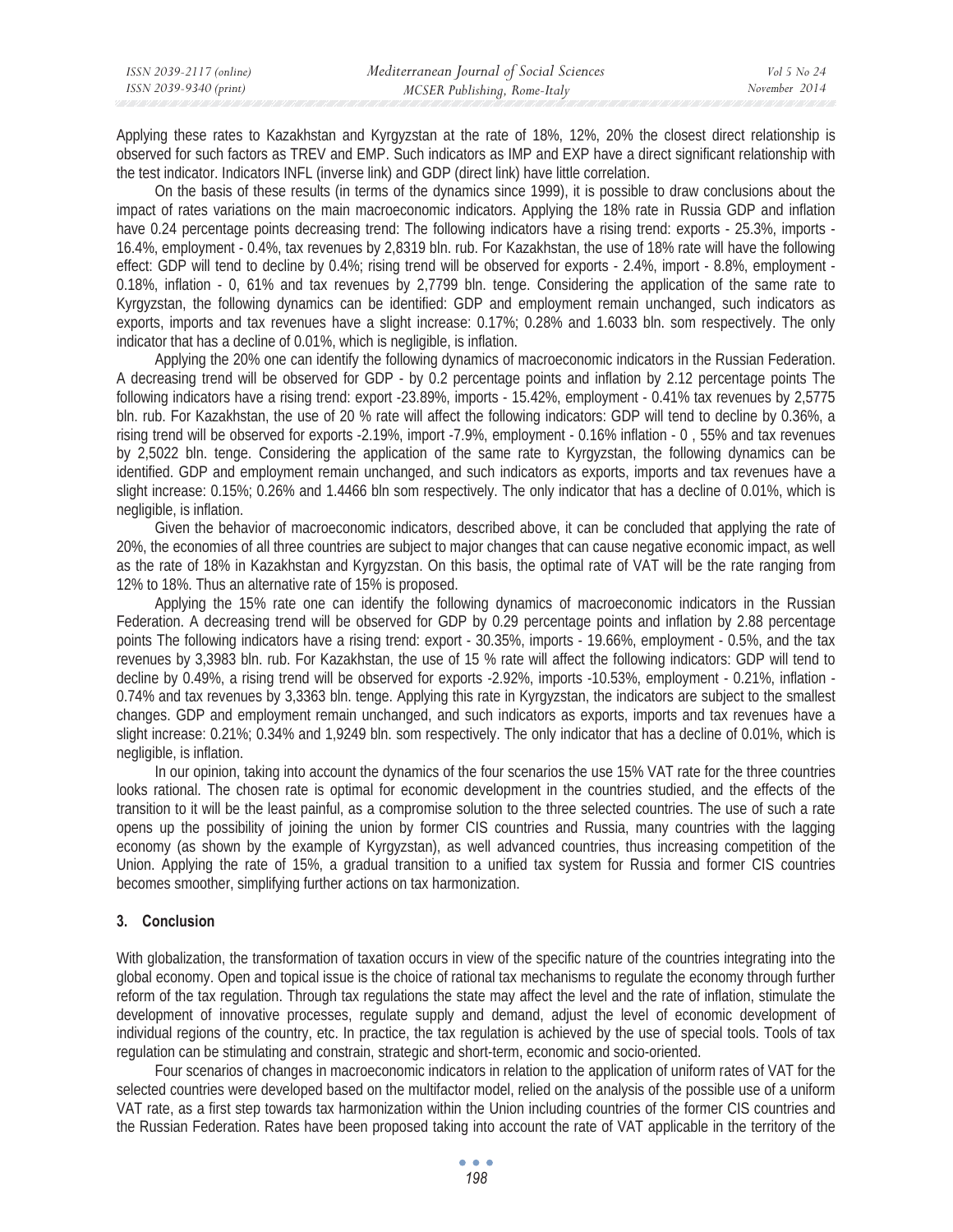Applying these rates to Kazakhstan and Kyrgyzstan at the rate of 18%, 12%, 20% the closest direct relationship is observed for such factors as TREV and EMP. Such indicators as IMP and EXP have a direct significant relationship with the test indicator. Indicators INFL (inverse link) and GDP (direct link) have little correlation.

On the basis of these results (in terms of the dynamics since 1999), it is possible to draw conclusions about the impact of rates variations on the main macroeconomic indicators. Applying the 18% rate in Russia GDP and inflation have 0.24 percentage points decreasing trend: The following indicators have a rising trend: exports - 25.3%, imports - 16.4%, employment - 0.4%, tax revenues by 2,8319 bln. rub. For Kazakhstan, the use of 18% rate will have the following effect: GDP will tend to decline by 0.4%; rising trend will be observed for exports - 2.4%, import - 8.8%, employment - 0.18%, inflation - 0, 61% and tax revenues by 2,7799 bln. tenge. Considering the application of the same rate to Kyrgyzstan, the following dynamics can be identified: GDP and employment remain unchanged, such indicators as exports, imports and tax revenues have a slight increase: 0.17%; 0.28% and 1.6033 bln. som respectively. The only indicator that has a decline of 0.01%, which is negligible, is inflation.

Applying the 20% one can identify the following dynamics of macroeconomic indicators in the Russian Federation. A decreasing trend will be observed for GDP - by 0.2 percentage points and inflation by 2.12 percentage points The following indicators have a rising trend: export -23.89%, imports - 15.42%, employment - 0.41% tax revenues by 2,5775 bln. rub. For Kazakhstan, the use of 20 % rate will affect the following indicators: GDP will tend to decline by 0.36%, a rising trend will be observed for exports -2.19%, import -7.9%, employment - 0.16% inflation - 0 , 55% and tax revenues by 2,5022 bln. tenge. Considering the application of the same rate to Kyrgyzstan, the following dynamics can be identified. GDP and employment remain unchanged, and such indicators as exports, imports and tax revenues have a slight increase: 0.15%; 0.26% and 1.4466 bln som respectively. The only indicator that has a decline of 0.01%, which is negligible, is inflation.

Given the behavior of macroeconomic indicators, described above, it can be concluded that applying the rate of 20%, the economies of all three countries are subject to major changes that can cause negative economic impact, as well as the rate of 18% in Kazakhstan and Kyrgyzstan. On this basis, the optimal rate of VAT will be the rate ranging from 12% to 18%. Thus an alternative rate of 15% is proposed.

Applying the 15% rate one can identify the following dynamics of macroeconomic indicators in the Russian Federation. A decreasing trend will be observed for GDP by 0.29 percentage points and inflation by 2.88 percentage points The following indicators have a rising trend: export - 30.35%, imports - 19.66%, employment - 0.5%, and the tax revenues by 3,3983 bln. rub. For Kazakhstan, the use of 15 % rate will affect the following indicators: GDP will tend to decline by 0.49%, a rising trend will be observed for exports -2.92%, imports -10.53%, employment - 0.21%, inflation - 0.74% and tax revenues by 3,3363 bln. tenge. Applying this rate in Kyrgyzstan, the indicators are subject to the smallest changes. GDP and employment remain unchanged, and such indicators as exports, imports and tax revenues have a slight increase: 0.21%; 0.34% and 1,9249 bln. som respectively. The only indicator that has a decline of 0.01%, which is negligible, is inflation.

In our opinion, taking into account the dynamics of the four scenarios the use 15% VAT rate for the three countries looks rational. The chosen rate is optimal for economic development in the countries studied, and the effects of the transition to it will be the least painful, as a compromise solution to the three selected countries. The use of such a rate opens up the possibility of joining the union by former CIS countries and Russia, many countries with the lagging economy (as shown by the example of Kyrgyzstan), as well advanced countries, thus increasing competition of the Union. Applying the rate of 15%, a gradual transition to a unified tax system for Russia and former CIS countries becomes smoother, simplifying further actions on tax harmonization.

## 3. Conclusion

With globalization, the transformation of taxation occurs in view of the specific nature of the countries integrating into the global economy. Open and topical issue is the choice of rational tax mechanisms to regulate the economy through further reform of the tax regulation. Through tax regulations the state may affect the level and the rate of inflation, stimulate the development of innovative processes, regulate supply and demand, adjust the level of economic development of individual regions of the country, etc. In practice, the tax regulation is achieved by the use of special tools. Tools of tax regulation can be stimulating and constrain, strategic and short-term, economic and socio-oriented.

Four scenarios of changes in macroeconomic indicators in relation to the application of uniform rates of VAT for the selected countries were developed based on the multifactor model, relied on the analysis of the possible use of a uniform VAT rate, as a first step towards tax harmonization within the Union including countries of the former CIS countries and the Russian Federation. Rates have been proposed taking into account the rate of VAT applicable in the territory of the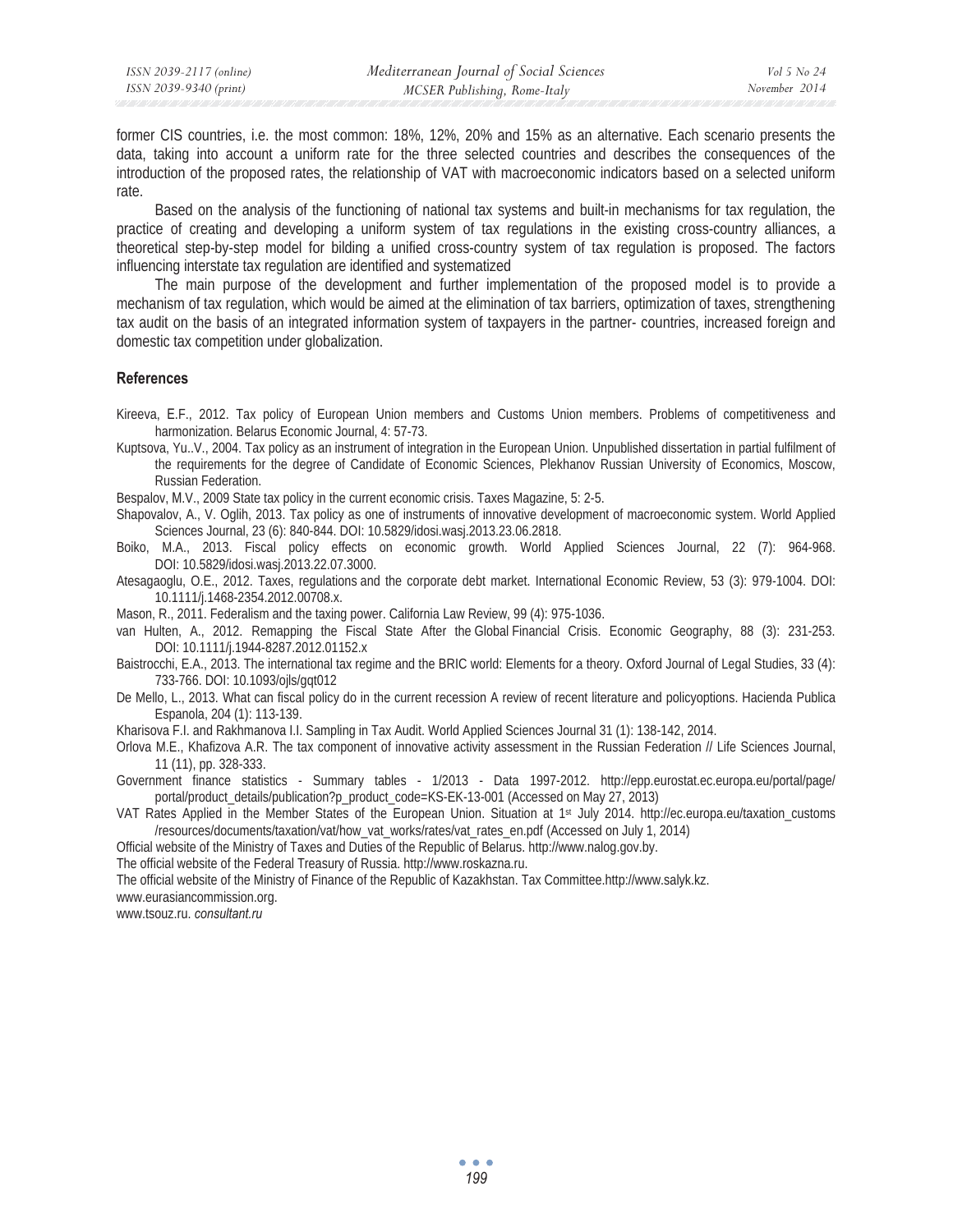former CIS countries, i.e. the most common: 18%, 12%, 20% and 15% as an alternative. Each scenario presents the data, taking into account a uniform rate for the three selected countries and describes the consequences of the introduction of the proposed rates, the relationship of VAT with macroeconomic indicators based on a selected uniform rate.

Based on the analysis of the functioning of national tax systems and built-in mechanisms for tax regulation, the practice of creating and developing a uniform system of tax regulations in the existing cross-country alliances, a theoretical step-by-step model for bilding a unified cross-country system of tax regulation is proposed. The factors influencing interstate tax regulation are identified and systematized

The main purpose of the development and further implementation of the proposed model is to provide a mechanism of tax regulation, which would be aimed at the elimination of tax barriers, optimization of taxes, strengthening tax audit on the basis of an integrated information system of taxpayers in the partner- countries, increased foreign and domestic tax competition under globalization.

## References

Kireeva, E.F., 2012. Tax policy of European Union members and Customs Union members. Problems of competitiveness and harmonization. Belarus Economic Journal, 4: 57-73.

Kuptsova, Yu..V., 2004. Tax policy as an instrument of integration in the European Union. Unpublished dissertation in partial fulfilment of the requirements for the degree of Candidate of Economic Sciences, Plekhanov Russian University of Economics, Moscow, Russian Federation.

Bespalov, M.V., 2009 State tax policy in the current economic crisis. Taxes Magazine, 5: 2-5.

Shapovalov, A., V. Oglih, 2013. Tax policy as one of instruments of innovative development of macroeconomic system. World Applied Sciences Journal, 23 (6): 840-844. DOI: 10.5829/idosi.wasj.2013.23.06.2818.

Boiko, M.A., 2013. Fiscal policy effects on economic growth. World Applied Sciences Journal, 22 (7): 964-968. DOI: 10.5829/idosi.wasj.2013.22.07.3000.

Atesagaoglu, O.E., 2012. Taxes, regulations and the corporate debt market. International Economic Review, 53 (3): 979-1004. DOI: 10.1111/j.1468-2354.2012.00708.x.

Mason, R., 2011. Federalism and the taxing power. California Law Review, 99 (4): 975-1036.

van Hulten, A., 2012. Remapping the Fiscal State After the Global Financial Crisis. Economic Geography, 88 (3): 231-253. DOI: 10.1111/j.1944-8287.2012.01152.x

Baistrocchi, E.A., 2013. The international tax regime and the BRIC world: Elements for a theory. Oxford Journal of Legal Studies, 33 (4): 733-766. DOI: 10.1093/ojls/gqt012

De Mello, L., 2013. What can fiscal policy do in the current recession A review of recent literature and policyoptions. Hacienda Publica Espanola, 204 (1): 113-139.

Kharisova F.I. and Rakhmanova I.I. Sampling in Tax Audit. World Applied Sciences Journal 31 (1): 138-142, 2014.

Orlova M.E., Khafizova A.R. The tax component of innovative activity assessment in the Russian Federation // Life Sciences Journal, 11 (11), pp. 328-333.

Government finance statistics - Summary tables - 1/2013 - Data 1997-2012. http://epp.eurostat.ec.europa.eu/portal/page/portal/product_details/publication?p_product_code=KS-EK-13-001 (Accessed on May 27, 2013)

VAT Rates Applied in the Member States of the European Union. Situation at 1st July 2014. http://ec.europa.eu/taxation_customs/resources/documents/taxation/vat/how_vat_works/rates/vat_rates_en.pdf (Accessed on July 1, 2014)

Official website of the Ministry of Taxes and Duties of the Republic of Belarus. http://www.nalog.gov.by.

The official website of the Federal Treasury of Russia. http://www.roskazna.ru.

The official website of the Ministry of Finance of the Republic of Kazakhstan. Tax Committee.http://www.salyk.kz.

www.eurasiancommission.org.

www.tsouz.ru. *consultant.ru*